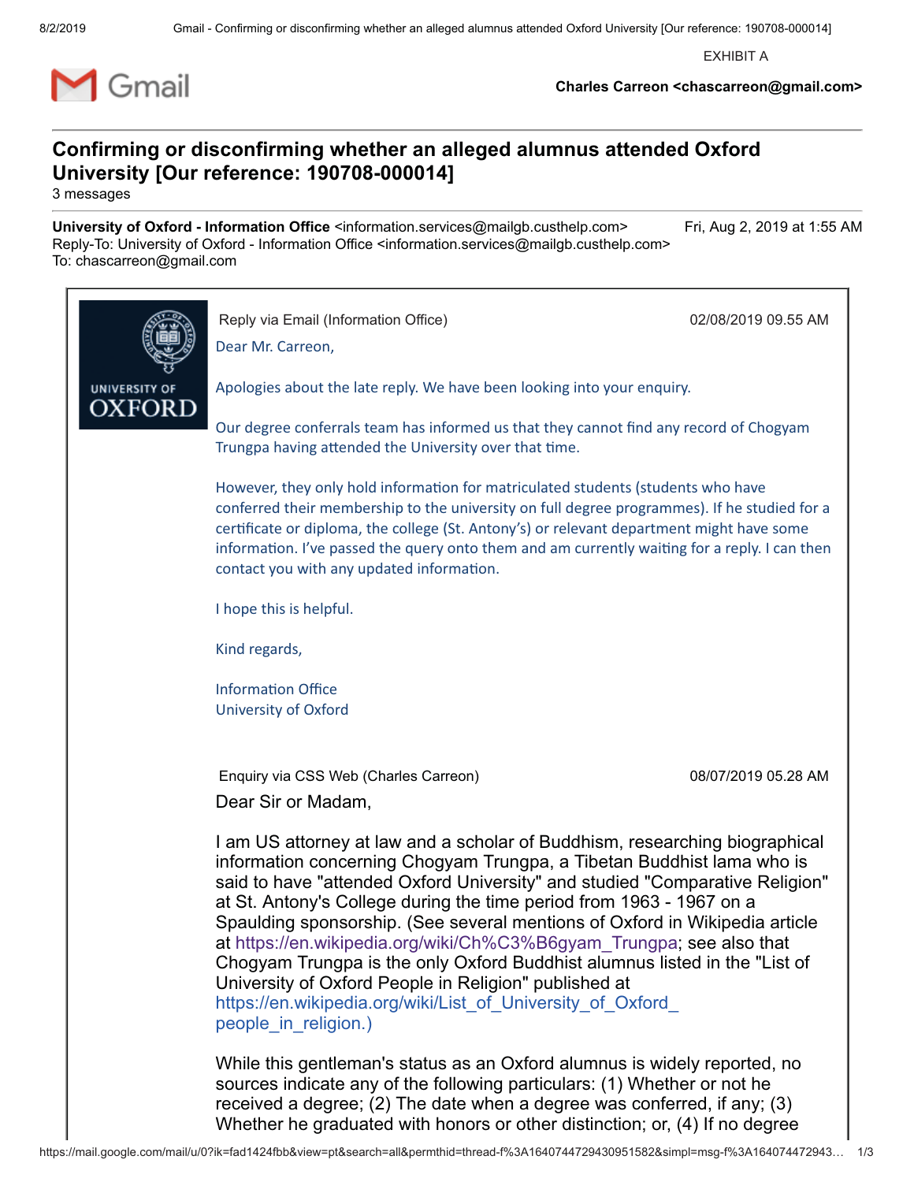EXHIBIT A

**Charles Carreon <chascarreon@gmail.com>**

# Confirming or disconfirming whether an alleged alumnus attended Oxford University [Our reference: 190708-000014]

3 messages

**University of Oxford - Information Office** <information.services@mailgb.custhelp.com> Fri, Aug 2, 2019 at 1:55 AM
Reply-To: University of Oxford - Information Office <information.services@mailgb.custhelp.com>
To: chascarreon@gmail.com

UNIVERSITY OF OXFORD

Reply via Email (Information Office) 02/08/2019 09.55 AM

Dear Mr. Carreon,

Apologies about the late reply. We have been looking into your enquiry.

Our degree conferrals team has informed us that they cannot find any record of Chogyam Trungpa having attended the University over that time.

However, they only hold information for matriculated students (students who have conferred their membership to the university on full degree programmes). If he studied for a certificate or diploma, the college (St. Antony's) or relevant department might have some information. I've passed the query onto them and am currently waiting for a reply. I can then contact you with any updated information.

I hope this is helpful.

Kind regards,

Information Office
University of Oxford

Enquiry via CSS Web (Charles Carreon) 08/07/2019 05.28 AM

Dear Sir or Madam,

I am US attorney at law and a scholar of Buddhism, researching biographical information concerning Chogyam Trungpa, a Tibetan Buddhist lama who is said to have "attended Oxford University" and studied "Comparative Religion" at St. Antony's College during the time period from 1963 - 1967 on a Spaulding sponsorship. (See several mentions of Oxford in Wikipedia article at https://en.wikipedia.org/wiki/Ch%C3%B6gyam_Trungpa; see also that Chogyam Trungpa is the only Oxford Buddhist alumnus listed in the "List of University of Oxford People in Religion" published at https://en.wikipedia.org/wiki/List_of_University_of_Oxford_people_in_religion.)

While this gentleman's status as an Oxford alumnus is widely reported, no sources indicate any of the following particulars: (1) Whether or not he received a degree; (2) The date when a degree was conferred, if any; (3) Whether he graduated with honors or other distinction; or, (4) If no degree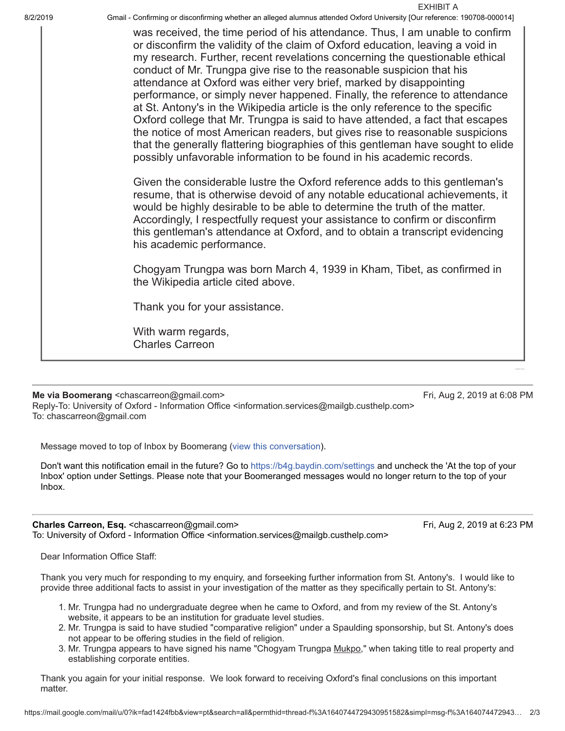EXHIBIT A

was received, the time period of his attendance. Thus, I am unable to confirm or disconfirm the validity of the claim of Oxford education, leaving a void in my research. Further, recent revelations concerning the questionable ethical conduct of Mr. Trungpa give rise to the reasonable suspicion that his attendance at Oxford was either very brief, marked by disappointing performance, or simply never happened. Finally, the reference to attendance at St. Antony's in the Wikipedia article is the only reference to the specific Oxford college that Mr. Trungpa is said to have attended, a fact that escapes the notice of most American readers, but gives rise to reasonable suspicions that the generally flattering biographies of this gentleman have sought to elide possibly unfavorable information to be found in his academic records.

Given the considerable lustre the Oxford reference adds to this gentleman's resume, that is otherwise devoid of any notable educational achievements, it would be highly desirable to be able to determine the truth of the matter. Accordingly, I respectfully request your assistance to confirm or disconfirm this gentleman's attendance at Oxford, and to obtain a transcript evidencing his academic performance.

Chogyam Trungpa was born March 4, 1939 in Kham, Tibet, as confirmed in the Wikipedia article cited above.

Thank you for your assistance.

With warm regards,
Charles Carreon

---

**Me via Boomerang** <chascarreon@gmail.com> Fri, Aug 2, 2019 at 6:08 PM
Reply-To: University of Oxford - Information Office <information.services@mailgb.custhelp.com>
To: chascarreon@gmail.com

Message moved to top of Inbox by Boomerang (view this conversation).

Don't want this notification email in the future? Go to https://b4g.baydin.com/settings and uncheck the 'At the top of your Inbox' option under Settings. Please note that your Boomeranged messages would no longer return to the top of your Inbox.

---

**Charles Carreon, Esq.** <chascarreon@gmail.com> Fri, Aug 2, 2019 at 6:23 PM
To: University of Oxford - Information Office <information.services@mailgb.custhelp.com>

Dear Information Office Staff:

Thank you very much for responding to my enquiry, and forseeking further information from St. Antony's. I would like to provide three additional facts to assist in your investigation of the matter as they specifically pertain to St. Antony's:

1. Mr. Trungpa had no undergraduate degree when he came to Oxford, and from my review of the St. Antony's website, it appears to be an institution for graduate level studies.
2. Mr. Trungpa is said to have studied "comparative religion" under a Spaulding sponsorship, but St. Antony's does not appear to be offering studies in the field of religion.
3. Mr. Trungpa appears to have signed his name "Chogyam Trungpa Mukpo," when taking title to real property and establishing corporate entities.

Thank you again for your initial response. We look forward to receiving Oxford's final conclusions on this important matter.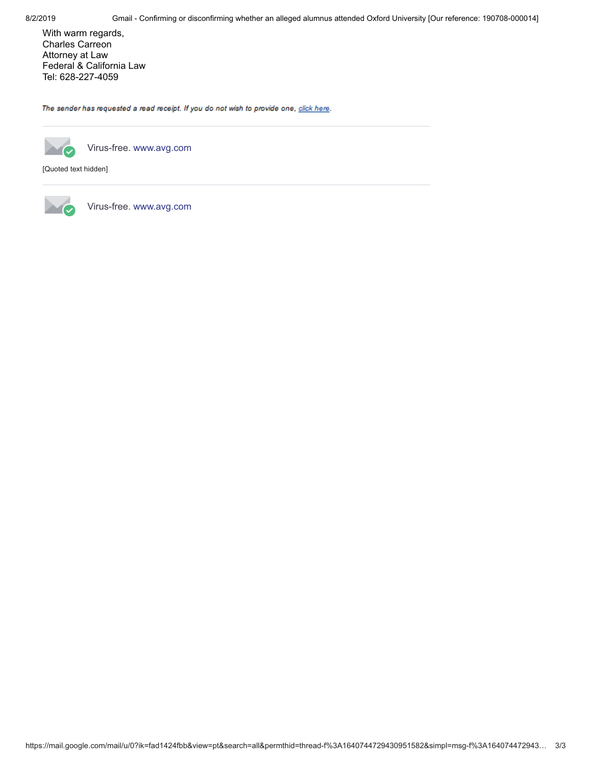With warm regards,
Charles Carreon
Attorney at Law
Federal & California Law
Tel: 628-227-4059

*The sender has requested a read receipt. If you do not wish to provide one, click here.*

---

Virus-free. www.avg.com

[Quoted text hidden]

---

Virus-free. www.avg.com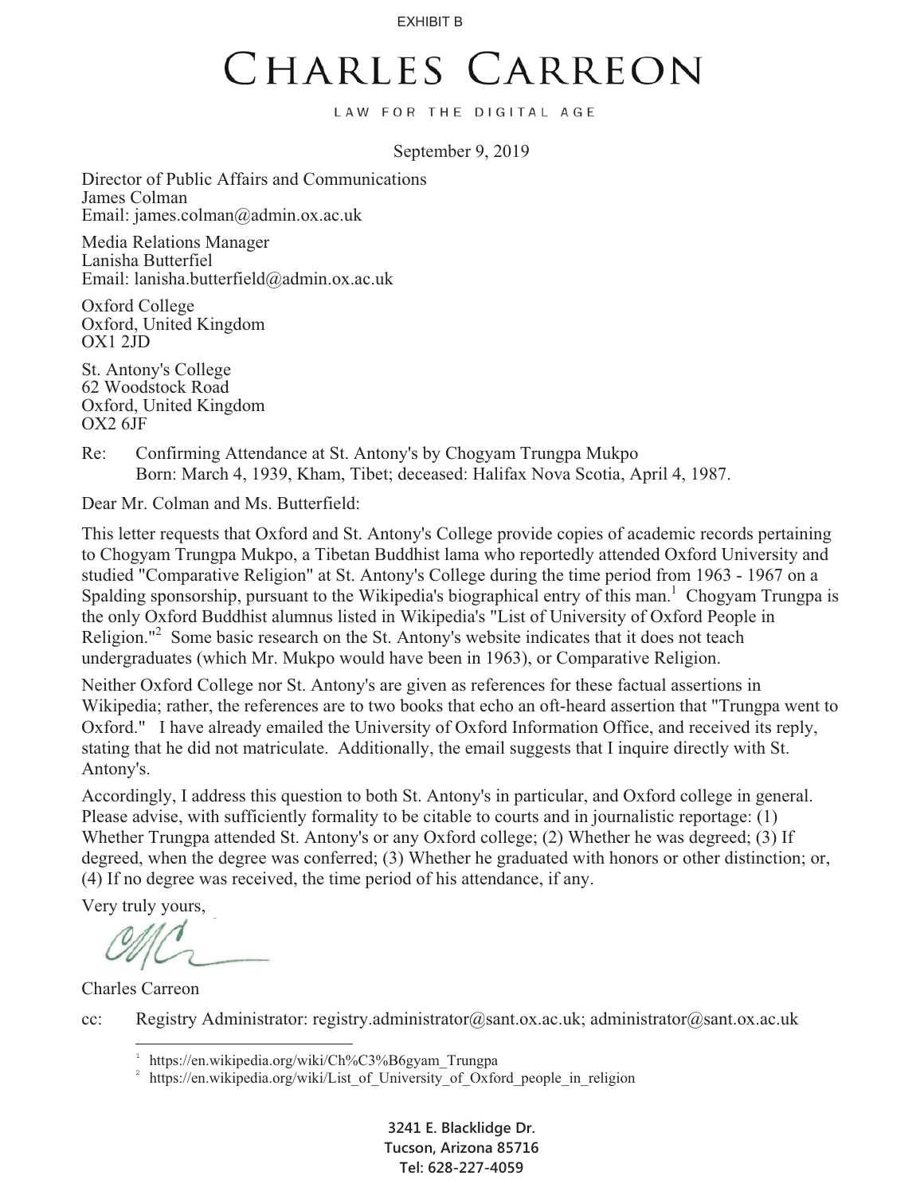EXHIBIT B

# CHARLES CARREON

LAW FOR THE DIGITAL AGE

September 9, 2019

Director of Public Affairs and Communications
James Colman
Email: james.colman@admin.ox.ac.uk

Media Relations Manager
Lanisha Butterfiel
Email: lanisha.butterfield@admin.ox.ac.uk

Oxford College
Oxford, United Kingdom
OX1 2JD

St. Antony's College
62 Woodstock Road
Oxford, United Kingdom
OX2 6JF

Re: Confirming Attendance at St. Antony's by Chogyam Trungpa Mukpo
Born: March 4, 1939, Kham, Tibet; deceased: Halifax Nova Scotia, April 4, 1987.

Dear Mr. Colman and Ms. Butterfield:

This letter requests that Oxford and St. Antony's College provide copies of academic records pertaining to Chogyam Trungpa Mukpo, a Tibetan Buddhist lama who reportedly attended Oxford University and studied "Comparative Religion" at St. Antony's College during the time period from 1963 - 1967 on a Spalding sponsorship, pursuant to the Wikipedia's biographical entry of this man.[1] Chogyam Trungpa is the only Oxford Buddhist alumnus listed in Wikipedia's "List of University of Oxford People in Religion."[2] Some basic research on the St. Antony's website indicates that it does not teach undergraduates (which Mr. Mukpo would have been in 1963), or Comparative Religion.

Neither Oxford College nor St. Antony's are given as references for these factual assertions in Wikipedia; rather, the references are to two books that echo an oft-heard assertion that "Trungpa went to Oxford." I have already emailed the University of Oxford Information Office, and received its reply, stating that he did not matriculate. Additionally, the email suggests that I inquire directly with St. Antony's.

Accordingly, I address this question to both St. Antony's in particular, and Oxford college in general. Please advise, with sufficiently formality to be citable to courts and in journalistic reportage: (1) Whether Trungpa attended St. Antony's or any Oxford college; (2) Whether he was degreed; (3) If degreed, when the degree was conferred; (3) Whether he graduated with honors or other distinction; or, (4) If no degree was received, the time period of his attendance, if any.

Very truly yours,

Charles Carreon

cc: Registry Administrator: registry.administrator@sant.ox.ac.uk; administrator@sant.ox.ac.uk

[1] https://en.wikipedia.org/wiki/Ch%C3%B6gyam_Trungpa
[2] https://en.wikipedia.org/wiki/List_of_University_of_Oxford_people_in_religion

**3241 E. Blacklidge Dr.**
**Tucson, Arizona 85716**
**Tel: 628-227-4059**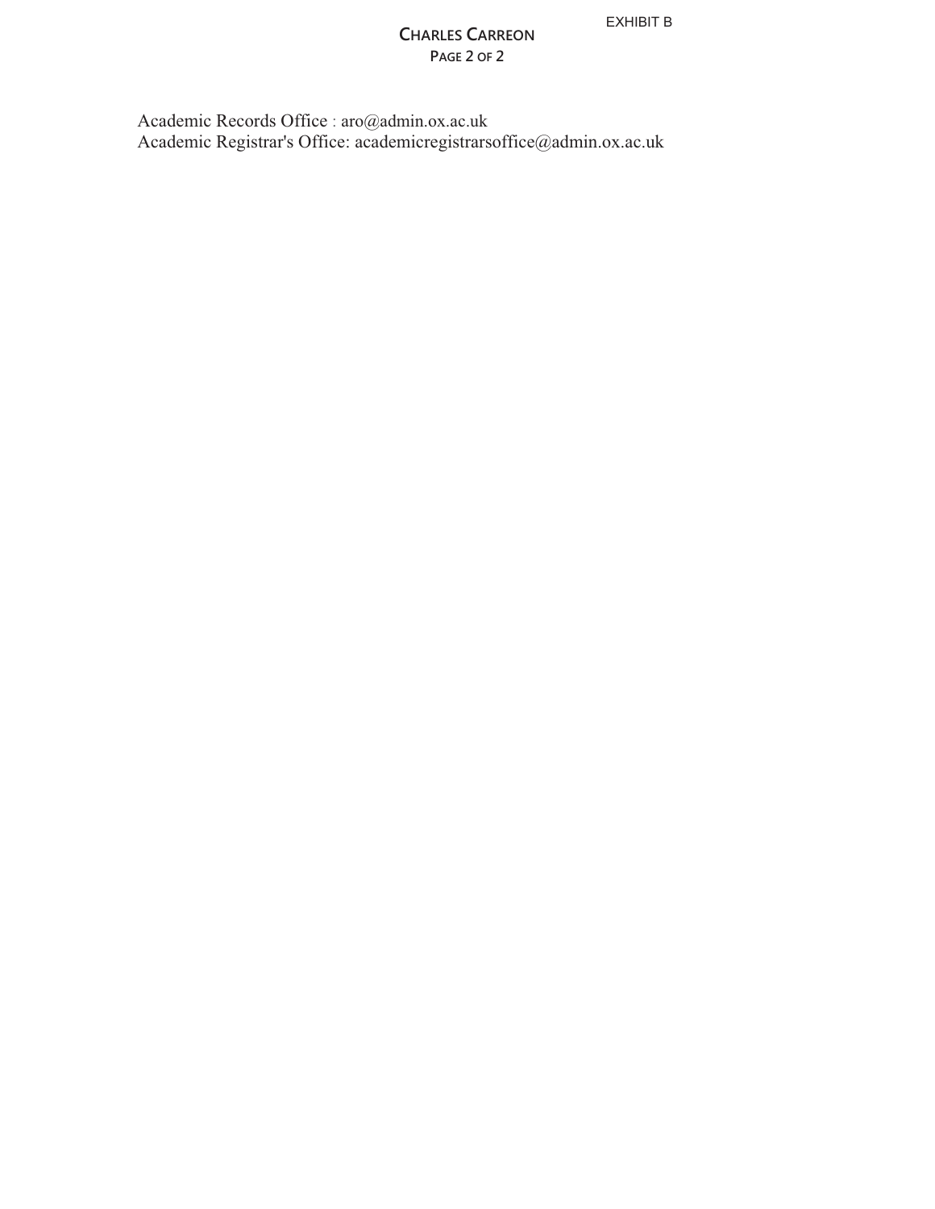Academic Records Office : aro@admin.ox.ac.uk
Academic Registrar's Office: academicregistrarsoffice@admin.ox.ac.uk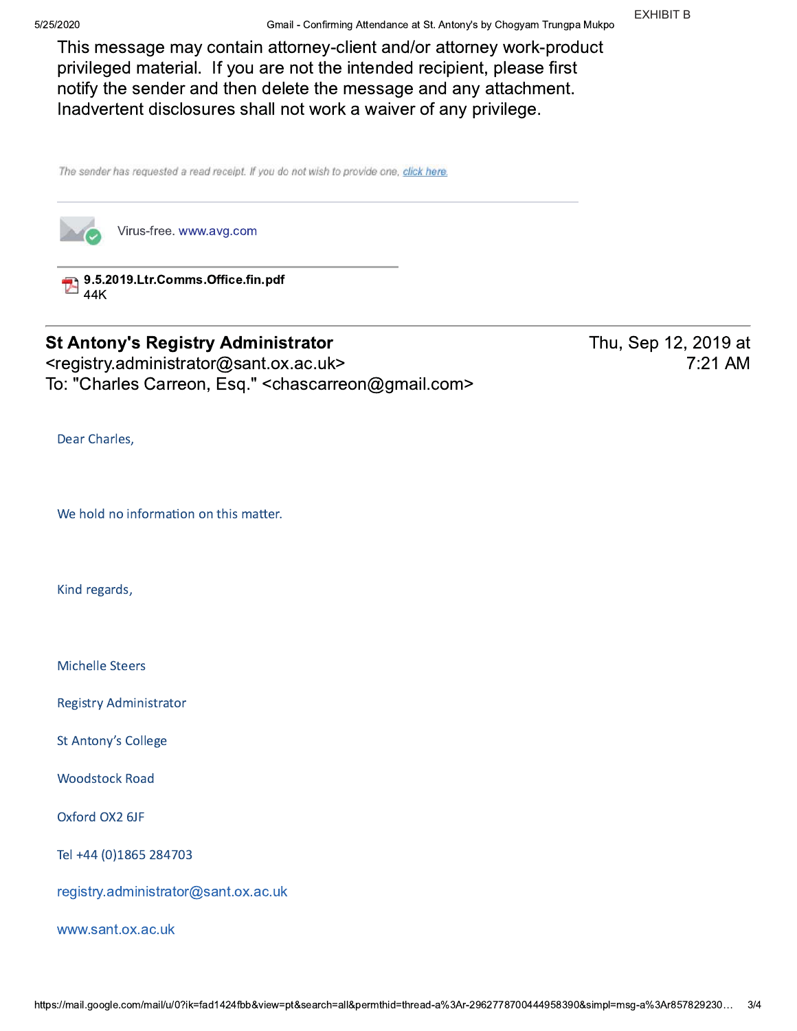EXHIBIT B

This message may contain attorney-client and/or attorney work-product privileged material. If you are not the intended recipient, please first notify the sender and then delete the message and any attachment. Inadvertent disclosures shall not work a waiver of any privilege.

*The sender has requested a read receipt. If you do not wish to provide one, click here.*

Virus-free. www.avg.com

**9.5.2019.Ltr.Comms.Office.fin.pdf**
44K

---

**St Antony's Registry Administrator** <registry.administrator@sant.ox.ac.uk>
To: "Charles Carreon, Esq." <chascarreon@gmail.com>

Thu, Sep 12, 2019 at 7:21 AM

Dear Charles,

We hold no information on this matter.

Kind regards,

Michelle Steers

Registry Administrator

St Antony's College

Woodstock Road

Oxford OX2 6JF

Tel +44 (0)1865 284703

registry.administrator@sant.ox.ac.uk

www.sant.ox.ac.uk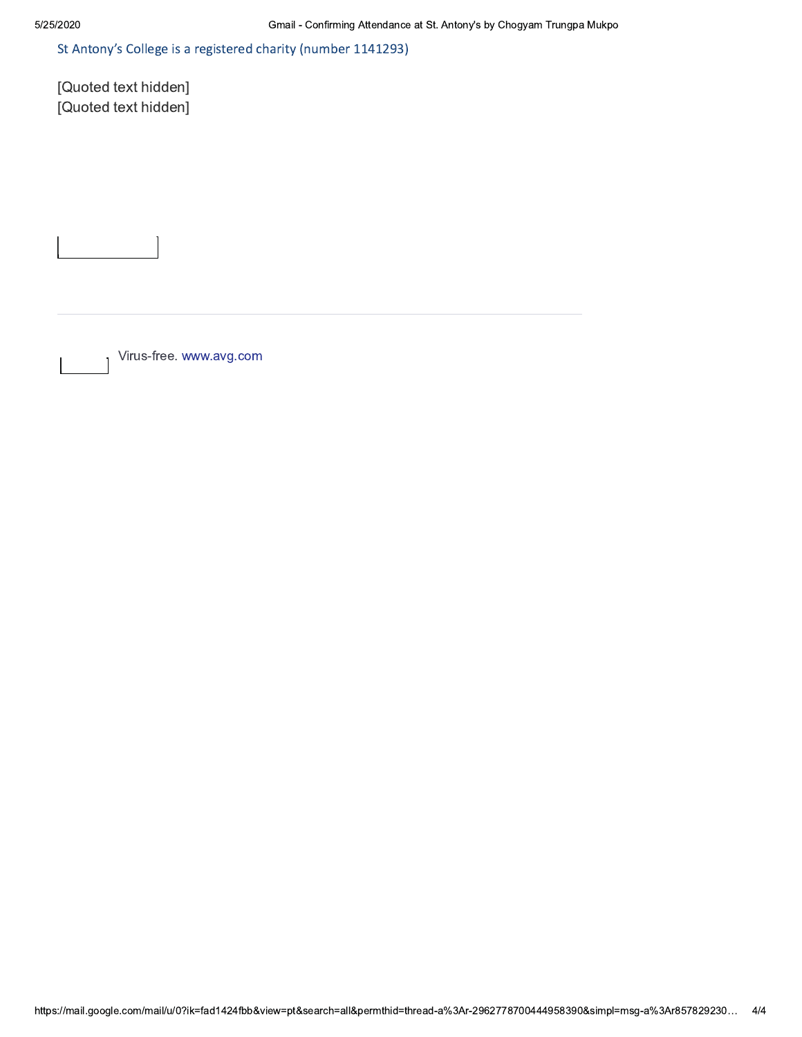St Antony's College is a registered charity (number 1141293)

[Quoted text hidden]
[Quoted text hidden]

---

Virus-free. www.avg.com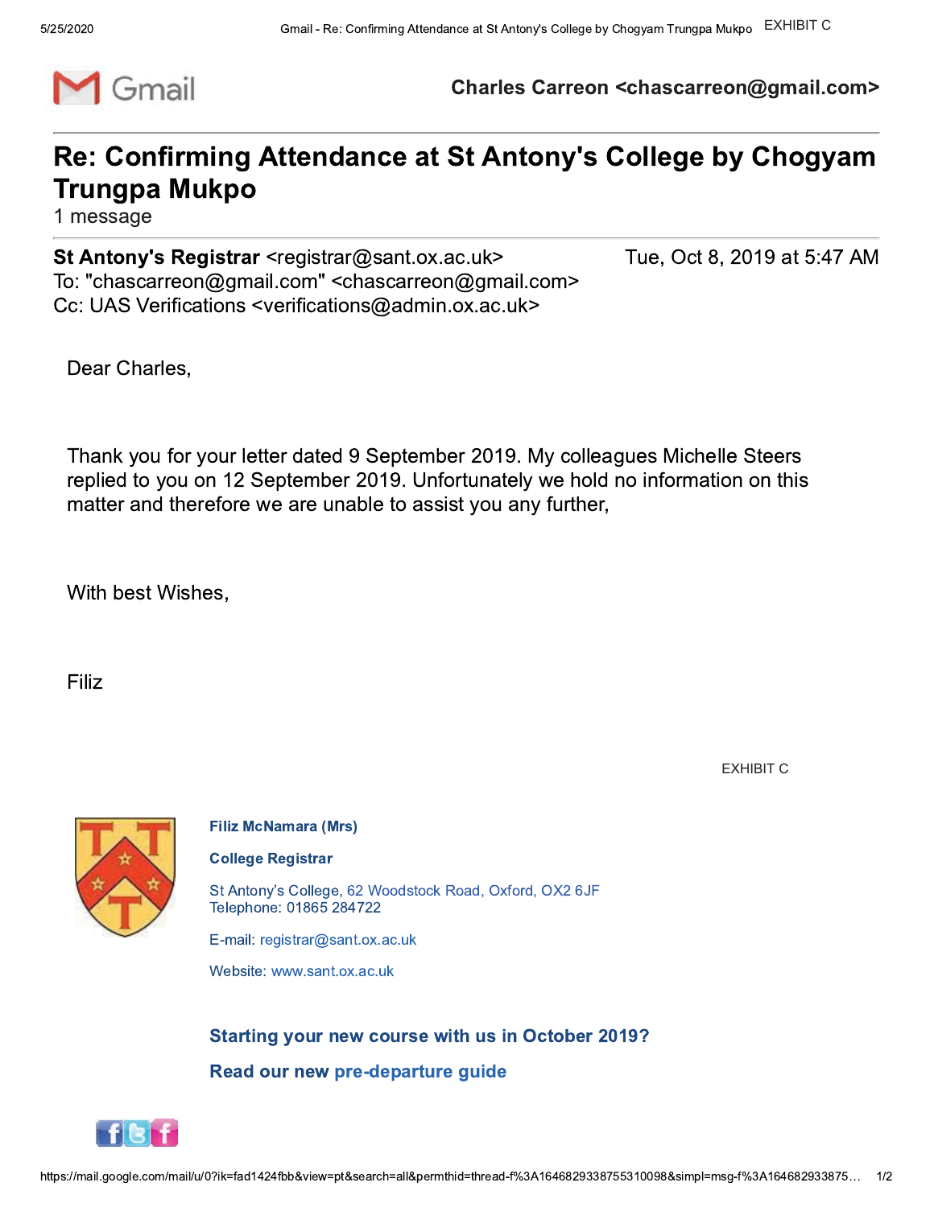EXHIBIT C

**Charles Carreon <chascarreon@gmail.com>**

# Re: Confirming Attendance at St Antony's College by Chogyam Trungpa Mukpo

1 message

**St Antony's Registrar** <registrar@sant.ox.ac.uk> — Tue, Oct 8, 2019 at 5:47 AM
To: "chascarreon@gmail.com" <chascarreon@gmail.com>
Cc: UAS Verifications <verifications@admin.ox.ac.uk>

Dear Charles,

Thank you for your letter dated 9 September 2019. My colleagues Michelle Steers replied to you on 12 September 2019. Unfortunately we hold no information on this matter and therefore we are unable to assist you any further,

With best Wishes,

Filiz

EXHIBIT C

**Filiz McNamara (Mrs)**

**College Registrar**

St Antony's College, 62 Woodstock Road, Oxford, OX2 6JF
Telephone: 01865 284722

E-mail: registrar@sant.ox.ac.uk

Website: www.sant.ox.ac.uk

**Starting your new course with us in October 2019?**

**Read our new pre-departure guide**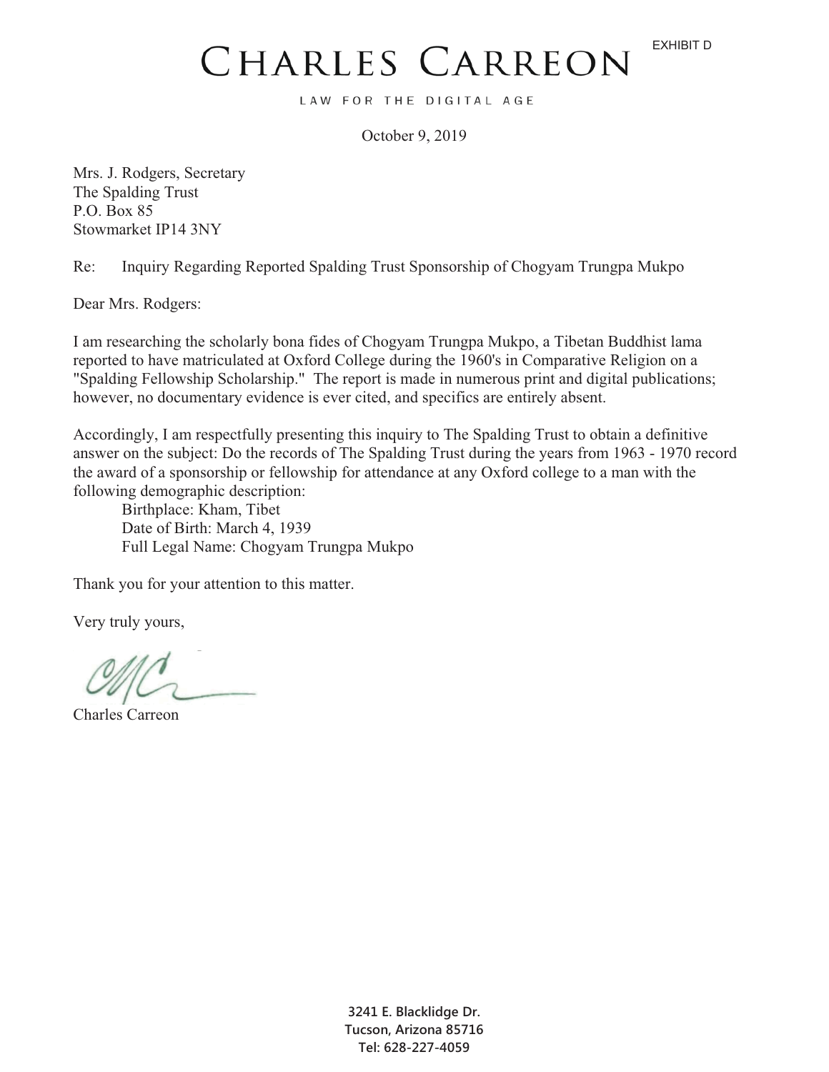EXHIBIT D

# CHARLES CARREON

LAW FOR THE DIGITAL AGE

October 9, 2019

Mrs. J. Rodgers, Secretary
The Spalding Trust
P.O. Box 85
Stowmarket IP14 3NY

Re: Inquiry Regarding Reported Spalding Trust Sponsorship of Chogyam Trungpa Mukpo

Dear Mrs. Rodgers:

I am researching the scholarly bona fides of Chogyam Trungpa Mukpo, a Tibetan Buddhist lama reported to have matriculated at Oxford College during the 1960's in Comparative Religion on a "Spalding Fellowship Scholarship." The report is made in numerous print and digital publications; however, no documentary evidence is ever cited, and specifics are entirely absent.

Accordingly, I am respectfully presenting this inquiry to The Spalding Trust to obtain a definitive answer on the subject: Do the records of The Spalding Trust during the years from 1963 - 1970 record the award of a sponsorship or fellowship for attendance at any Oxford college to a man with the following demographic description:

Birthplace: Kham, Tibet
Date of Birth: March 4, 1939
Full Legal Name: Chogyam Trungpa Mukpo

Thank you for your attention to this matter.

Very truly yours,

Charles Carreon

**3241 E. Blacklidge Dr.**
**Tucson, Arizona 85716**
**Tel: 628-227-4059**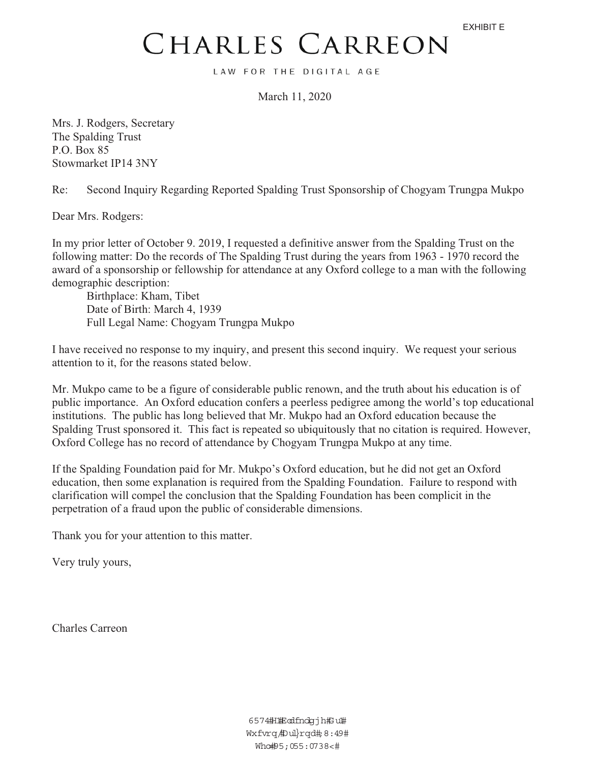EXHIBIT E

# CHARLES CARREON

LAW FOR THE DIGITAL AGE

March 11, 2020

Mrs. J. Rodgers, Secretary
The Spalding Trust
P.O. Box 85
Stowmarket IP14 3NY

Re: Second Inquiry Regarding Reported Spalding Trust Sponsorship of Chogyam Trungpa Mukpo

Dear Mrs. Rodgers:

In my prior letter of October 9. 2019, I requested a definitive answer from the Spalding Trust on the following matter: Do the records of The Spalding Trust during the years from 1963 - 1970 record the award of a sponsorship or fellowship for attendance at any Oxford college to a man with the following demographic description:

Birthplace: Kham, Tibet
Date of Birth: March 4, 1939
Full Legal Name: Chogyam Trungpa Mukpo

I have received no response to my inquiry, and present this second inquiry. We request your serious attention to it, for the reasons stated below.

Mr. Mukpo came to be a figure of considerable public renown, and the truth about his education is of public importance. An Oxford education confers a peerless pedigree among the world's top educational institutions. The public has long believed that Mr. Mukpo had an Oxford education because the Spalding Trust sponsored it. This fact is repeated so ubiquitously that no citation is required. However, Oxford College has no record of attendance by Chogyam Trungpa Mukpo at any time.

If the Spalding Foundation paid for Mr. Mukpo's Oxford education, but he did not get an Oxford education, then some explanation is required from the Spalding Foundation. Failure to respond with clarification will compel the conclusion that the Spalding Foundation has been complicit in the perpetration of a fraud upon the public of considerable dimensions.

Thank you for your attention to this matter.

Very truly yours,

Charles Carreon

6574#I#Edfncjh#Gu#
Wxfvrq/#Dul}rqd#;8:49#
Who#95;055:0738<#